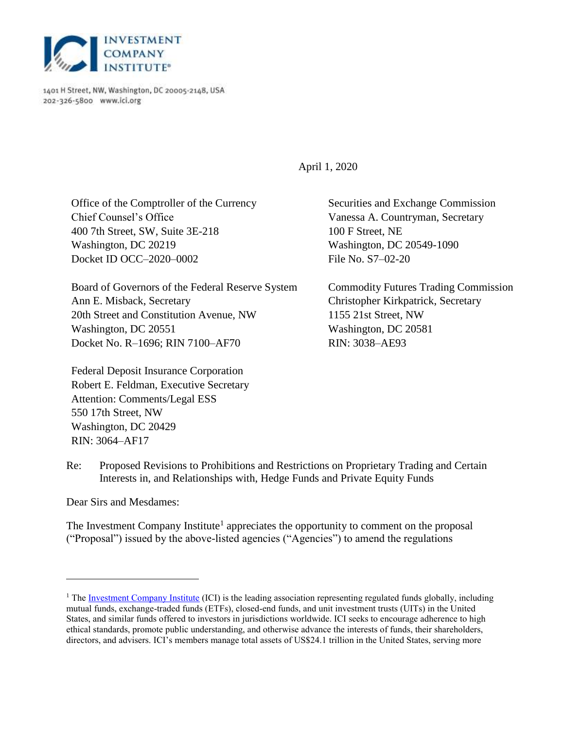INVESTMENT COMPANY INSTITUTE

1401 H Street, NW, Washington, DC 20005-2148, USA
202-326-5800 www.ici.org

April 1, 2020

Office of the Comptroller of the Currency
Chief Counsel's Office
400 7th Street, SW, Suite 3E-218
Washington, DC 20219
Docket ID OCC–2020–0002

Securities and Exchange Commission
Vanessa A. Countryman, Secretary
100 F Street, NE
Washington, DC 20549-1090
File No. S7–02-20

Board of Governors of the Federal Reserve System
Ann E. Misback, Secretary
20th Street and Constitution Avenue, NW
Washington, DC 20551
Docket No. R–1696; RIN 7100–AF70

Commodity Futures Trading Commission
Christopher Kirkpatrick, Secretary
1155 21st Street, NW
Washington, DC 20581
RIN: 3038–AE93

Federal Deposit Insurance Corporation
Robert E. Feldman, Executive Secretary
Attention: Comments/Legal ESS
550 17th Street, NW
Washington, DC 20429
RIN: 3064–AF17

Re: Proposed Revisions to Prohibitions and Restrictions on Proprietary Trading and Certain Interests in, and Relationships with, Hedge Funds and Private Equity Funds

Dear Sirs and Mesdames:

The Investment Company Institute[1] appreciates the opportunity to comment on the proposal ("Proposal") issued by the above-listed agencies ("Agencies") to amend the regulations

---

[1] The Investment Company Institute (ICI) is the leading association representing regulated funds globally, including mutual funds, exchange-traded funds (ETFs), closed-end funds, and unit investment trusts (UITs) in the United States, and similar funds offered to investors in jurisdictions worldwide. ICI seeks to encourage adherence to high ethical standards, promote public understanding, and otherwise advance the interests of funds, their shareholders, directors, and advisers. ICI's members manage total assets of US$24.1 trillion in the United States, serving more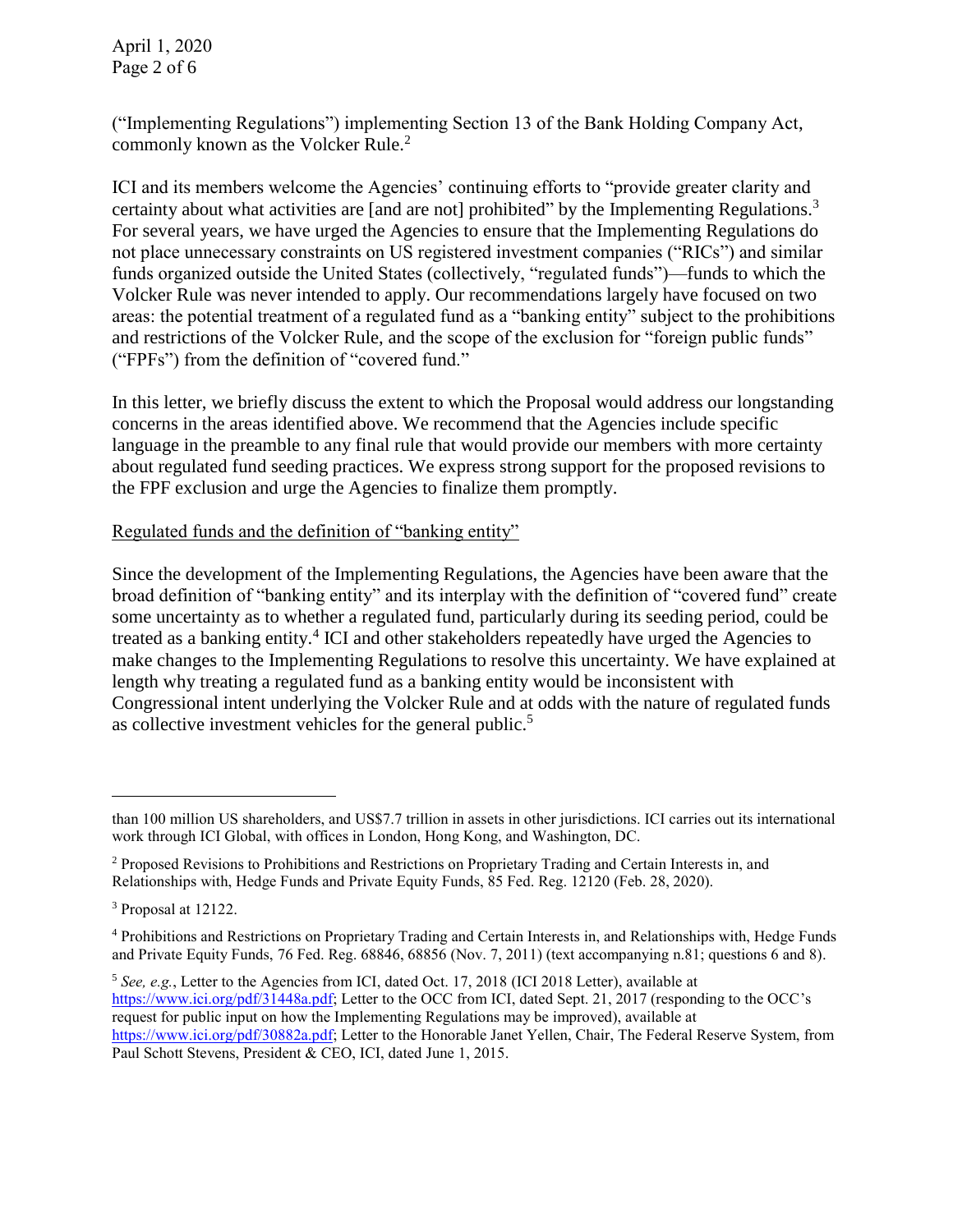("Implementing Regulations") implementing Section 13 of the Bank Holding Company Act, commonly known as the Volcker Rule.[2]

ICI and its members welcome the Agencies' continuing efforts to "provide greater clarity and certainty about what activities are [and are not] prohibited" by the Implementing Regulations.[3] For several years, we have urged the Agencies to ensure that the Implementing Regulations do not place unnecessary constraints on US registered investment companies ("RICs") and similar funds organized outside the United States (collectively, "regulated funds")—funds to which the Volcker Rule was never intended to apply. Our recommendations largely have focused on two areas: the potential treatment of a regulated fund as a "banking entity" subject to the prohibitions and restrictions of the Volcker Rule, and the scope of the exclusion for "foreign public funds" ("FPFs") from the definition of "covered fund."

In this letter, we briefly discuss the extent to which the Proposal would address our longstanding concerns in the areas identified above. We recommend that the Agencies include specific language in the preamble to any final rule that would provide our members with more certainty about regulated fund seeding practices. We express strong support for the proposed revisions to the FPF exclusion and urge the Agencies to finalize them promptly.

Regulated funds and the definition of "banking entity"

Since the development of the Implementing Regulations, the Agencies have been aware that the broad definition of "banking entity" and its interplay with the definition of "covered fund" create some uncertainty as to whether a regulated fund, particularly during its seeding period, could be treated as a banking entity.[4] ICI and other stakeholders repeatedly have urged the Agencies to make changes to the Implementing Regulations to resolve this uncertainty. We have explained at length why treating a regulated fund as a banking entity would be inconsistent with Congressional intent underlying the Volcker Rule and at odds with the nature of regulated funds as collective investment vehicles for the general public.[5]

---

than 100 million US shareholders, and US$7.7 trillion in assets in other jurisdictions. ICI carries out its international work through ICI Global, with offices in London, Hong Kong, and Washington, DC.

[2] Proposed Revisions to Prohibitions and Restrictions on Proprietary Trading and Certain Interests in, and Relationships with, Hedge Funds and Private Equity Funds, 85 Fed. Reg. 12120 (Feb. 28, 2020).

[3] Proposal at 12122.

[4] Prohibitions and Restrictions on Proprietary Trading and Certain Interests in, and Relationships with, Hedge Funds and Private Equity Funds, 76 Fed. Reg. 68846, 68856 (Nov. 7, 2011) (text accompanying n.81; questions 6 and 8).

[5] *See, e.g.*, Letter to the Agencies from ICI, dated Oct. 17, 2018 (ICI 2018 Letter), available at https://www.ici.org/pdf/31448a.pdf; Letter to the OCC from ICI, dated Sept. 21, 2017 (responding to the OCC's request for public input on how the Implementing Regulations may be improved), available at https://www.ici.org/pdf/30882a.pdf; Letter to the Honorable Janet Yellen, Chair, The Federal Reserve System, from Paul Schott Stevens, President & CEO, ICI, dated June 1, 2015.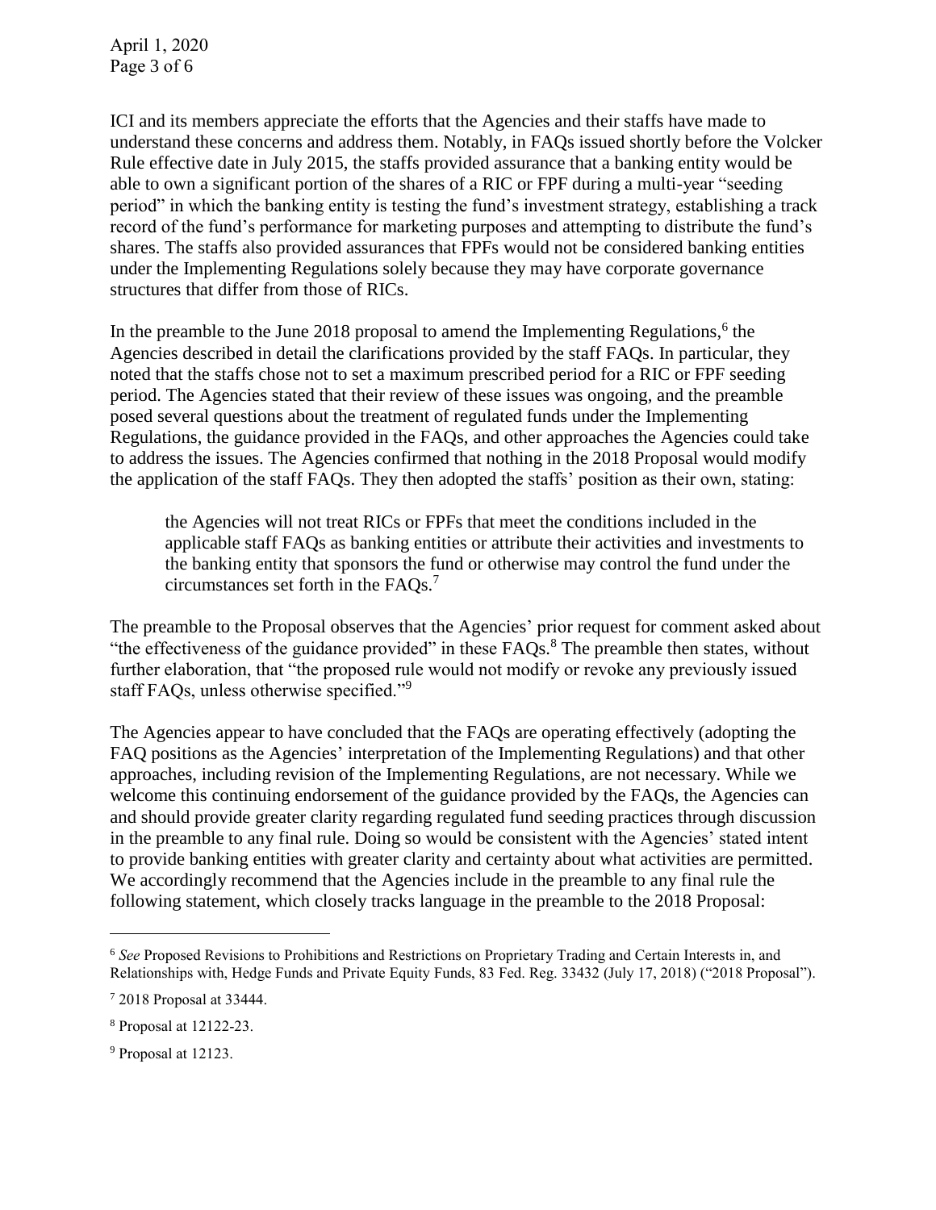ICI and its members appreciate the efforts that the Agencies and their staffs have made to understand these concerns and address them. Notably, in FAQs issued shortly before the Volcker Rule effective date in July 2015, the staffs provided assurance that a banking entity would be able to own a significant portion of the shares of a RIC or FPF during a multi-year "seeding period" in which the banking entity is testing the fund's investment strategy, establishing a track record of the fund's performance for marketing purposes and attempting to distribute the fund's shares. The staffs also provided assurances that FPFs would not be considered banking entities under the Implementing Regulations solely because they may have corporate governance structures that differ from those of RICs.

In the preamble to the June 2018 proposal to amend the Implementing Regulations,[6] the Agencies described in detail the clarifications provided by the staff FAQs. In particular, they noted that the staffs chose not to set a maximum prescribed period for a RIC or FPF seeding period. The Agencies stated that their review of these issues was ongoing, and the preamble posed several questions about the treatment of regulated funds under the Implementing Regulations, the guidance provided in the FAQs, and other approaches the Agencies could take to address the issues. The Agencies confirmed that nothing in the 2018 Proposal would modify the application of the staff FAQs. They then adopted the staffs' position as their own, stating:

> the Agencies will not treat RICs or FPFs that meet the conditions included in the applicable staff FAQs as banking entities or attribute their activities and investments to the banking entity that sponsors the fund or otherwise may control the fund under the circumstances set forth in the FAQs.[7]

The preamble to the Proposal observes that the Agencies' prior request for comment asked about "the effectiveness of the guidance provided" in these FAQs.[8] The preamble then states, without further elaboration, that "the proposed rule would not modify or revoke any previously issued staff FAQs, unless otherwise specified."[9]

The Agencies appear to have concluded that the FAQs are operating effectively (adopting the FAQ positions as the Agencies' interpretation of the Implementing Regulations) and that other approaches, including revision of the Implementing Regulations, are not necessary. While we welcome this continuing endorsement of the guidance provided by the FAQs, the Agencies can and should provide greater clarity regarding regulated fund seeding practices through discussion in the preamble to any final rule. Doing so would be consistent with the Agencies' stated intent to provide banking entities with greater clarity and certainty about what activities are permitted. We accordingly recommend that the Agencies include in the preamble to any final rule the following statement, which closely tracks language in the preamble to the 2018 Proposal:

---

[6] *See* Proposed Revisions to Prohibitions and Restrictions on Proprietary Trading and Certain Interests in, and Relationships with, Hedge Funds and Private Equity Funds, 83 Fed. Reg. 33432 (July 17, 2018) ("2018 Proposal").

[7] 2018 Proposal at 33444.

[8] Proposal at 12122-23.

[9] Proposal at 12123.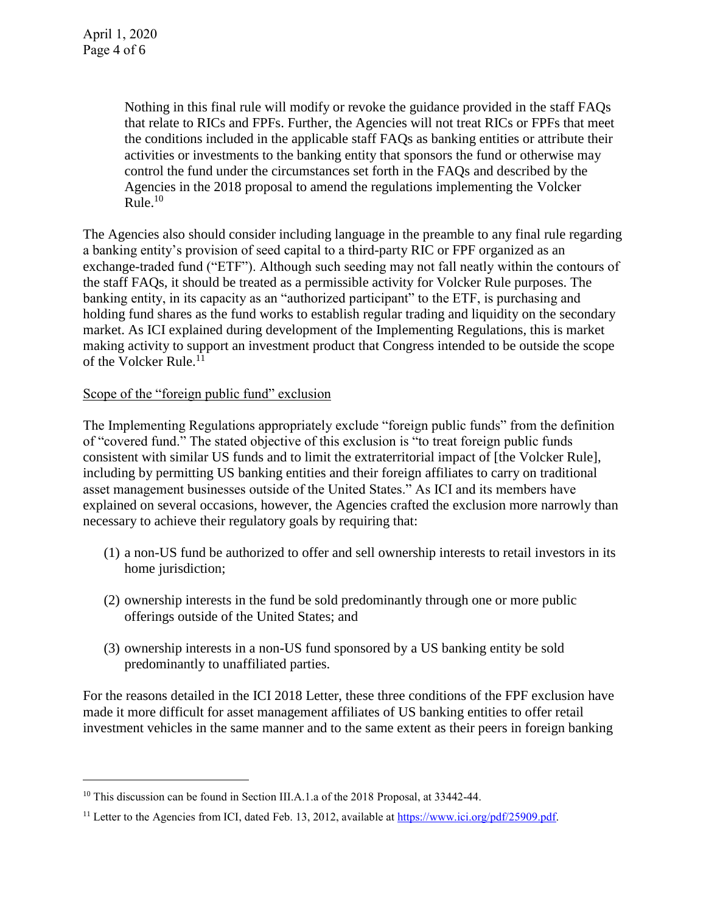> Nothing in this final rule will modify or revoke the guidance provided in the staff FAQs that relate to RICs and FPFs. Further, the Agencies will not treat RICs or FPFs that meet the conditions included in the applicable staff FAQs as banking entities or attribute their activities or investments to the banking entity that sponsors the fund or otherwise may control the fund under the circumstances set forth in the FAQs and described by the Agencies in the 2018 proposal to amend the regulations implementing the Volcker Rule.[10]

The Agencies also should consider including language in the preamble to any final rule regarding a banking entity's provision of seed capital to a third-party RIC or FPF organized as an exchange-traded fund ("ETF"). Although such seeding may not fall neatly within the contours of the staff FAQs, it should be treated as a permissible activity for Volcker Rule purposes. The banking entity, in its capacity as an "authorized participant" to the ETF, is purchasing and holding fund shares as the fund works to establish regular trading and liquidity on the secondary market. As ICI explained during development of the Implementing Regulations, this is market making activity to support an investment product that Congress intended to be outside the scope of the Volcker Rule.[11]

Scope of the "foreign public fund" exclusion

The Implementing Regulations appropriately exclude "foreign public funds" from the definition of "covered fund." The stated objective of this exclusion is "to treat foreign public funds consistent with similar US funds and to limit the extraterritorial impact of [the Volcker Rule], including by permitting US banking entities and their foreign affiliates to carry on traditional asset management businesses outside of the United States." As ICI and its members have explained on several occasions, however, the Agencies crafted the exclusion more narrowly than necessary to achieve their regulatory goals by requiring that:

(1) a non-US fund be authorized to offer and sell ownership interests to retail investors in its home jurisdiction;

(2) ownership interests in the fund be sold predominantly through one or more public offerings outside of the United States; and

(3) ownership interests in a non-US fund sponsored by a US banking entity be sold predominantly to unaffiliated parties.

For the reasons detailed in the ICI 2018 Letter, these three conditions of the FPF exclusion have made it more difficult for asset management affiliates of US banking entities to offer retail investment vehicles in the same manner and to the same extent as their peers in foreign banking

---

[10] This discussion can be found in Section III.A.1.a of the 2018 Proposal, at 33442-44.

[11] Letter to the Agencies from ICI, dated Feb. 13, 2012, available at https://www.ici.org/pdf/25909.pdf.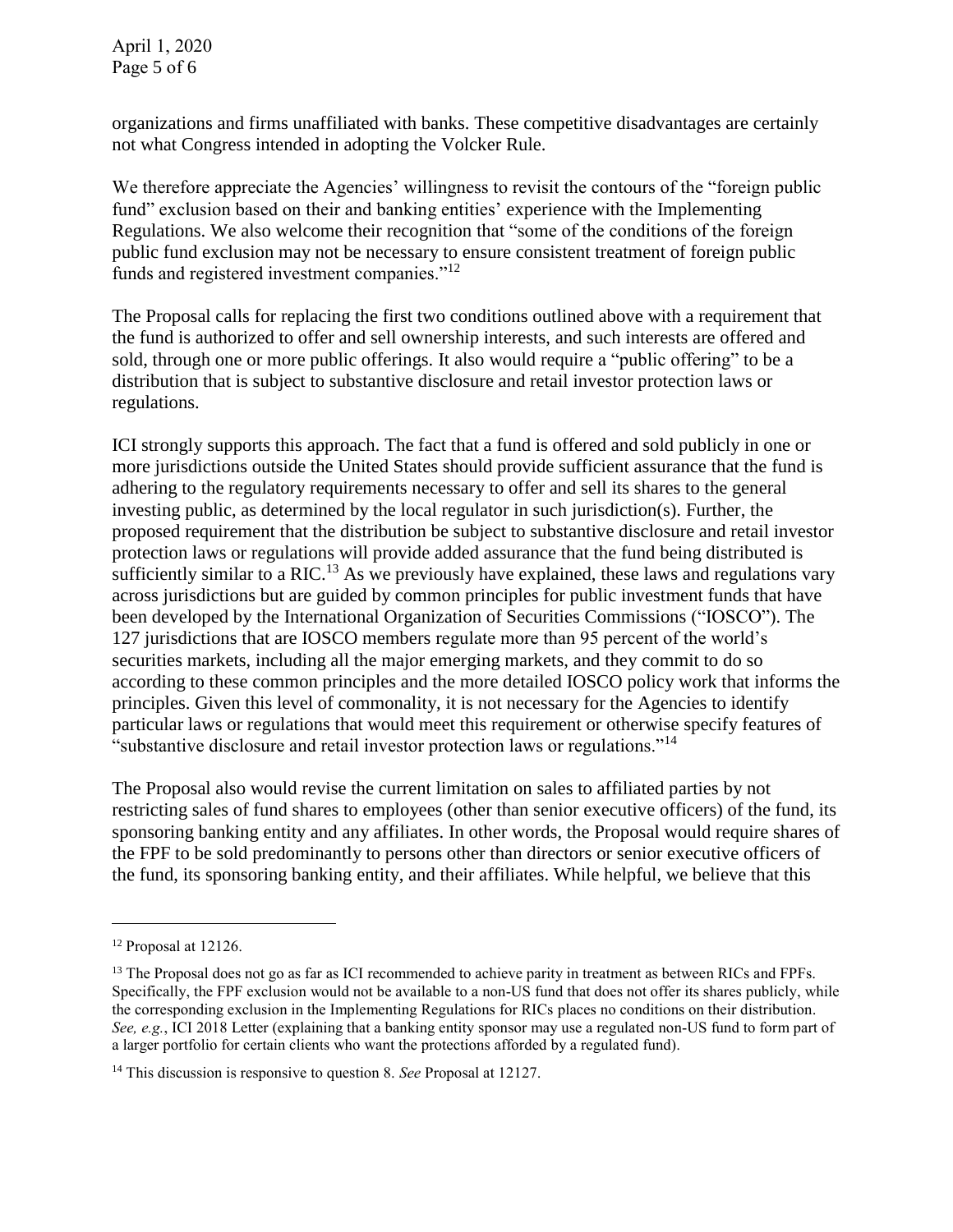organizations and firms unaffiliated with banks. These competitive disadvantages are certainly not what Congress intended in adopting the Volcker Rule.

We therefore appreciate the Agencies' willingness to revisit the contours of the "foreign public fund" exclusion based on their and banking entities' experience with the Implementing Regulations. We also welcome their recognition that "some of the conditions of the foreign public fund exclusion may not be necessary to ensure consistent treatment of foreign public funds and registered investment companies."[12]

The Proposal calls for replacing the first two conditions outlined above with a requirement that the fund is authorized to offer and sell ownership interests, and such interests are offered and sold, through one or more public offerings. It also would require a "public offering" to be a distribution that is subject to substantive disclosure and retail investor protection laws or regulations.

ICI strongly supports this approach. The fact that a fund is offered and sold publicly in one or more jurisdictions outside the United States should provide sufficient assurance that the fund is adhering to the regulatory requirements necessary to offer and sell its shares to the general investing public, as determined by the local regulator in such jurisdiction(s). Further, the proposed requirement that the distribution be subject to substantive disclosure and retail investor protection laws or regulations will provide added assurance that the fund being distributed is sufficiently similar to a RIC.[13] As we previously have explained, these laws and regulations vary across jurisdictions but are guided by common principles for public investment funds that have been developed by the International Organization of Securities Commissions ("IOSCO"). The 127 jurisdictions that are IOSCO members regulate more than 95 percent of the world's securities markets, including all the major emerging markets, and they commit to do so according to these common principles and the more detailed IOSCO policy work that informs the principles. Given this level of commonality, it is not necessary for the Agencies to identify particular laws or regulations that would meet this requirement or otherwise specify features of "substantive disclosure and retail investor protection laws or regulations."[14]

The Proposal also would revise the current limitation on sales to affiliated parties by not restricting sales of fund shares to employees (other than senior executive officers) of the fund, its sponsoring banking entity and any affiliates. In other words, the Proposal would require shares of the FPF to be sold predominantly to persons other than directors or senior executive officers of the fund, its sponsoring banking entity, and their affiliates. While helpful, we believe that this

---

[12] Proposal at 12126.

[13] The Proposal does not go as far as ICI recommended to achieve parity in treatment as between RICs and FPFs. Specifically, the FPF exclusion would not be available to a non-US fund that does not offer its shares publicly, while the corresponding exclusion in the Implementing Regulations for RICs places no conditions on their distribution. *See, e.g.*, ICI 2018 Letter (explaining that a banking entity sponsor may use a regulated non-US fund to form part of a larger portfolio for certain clients who want the protections afforded by a regulated fund).

[14] This discussion is responsive to question 8. *See* Proposal at 12127.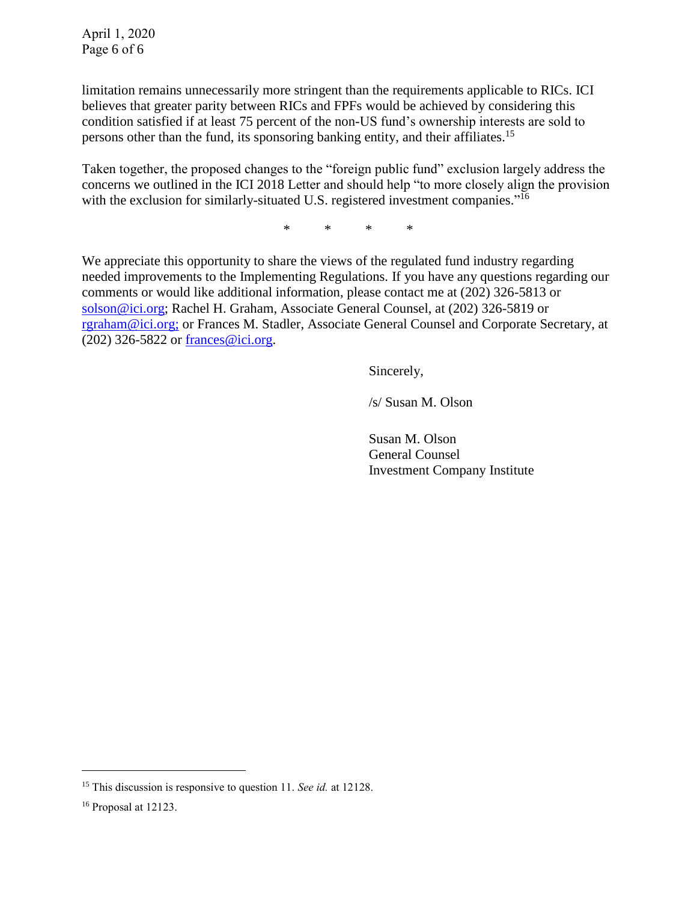limitation remains unnecessarily more stringent than the requirements applicable to RICs. ICI believes that greater parity between RICs and FPFs would be achieved by considering this condition satisfied if at least 75 percent of the non-US fund's ownership interests are sold to persons other than the fund, its sponsoring banking entity, and their affiliates.[15]

Taken together, the proposed changes to the "foreign public fund" exclusion largely address the concerns we outlined in the ICI 2018 Letter and should help "to more closely align the provision with the exclusion for similarly-situated U.S. registered investment companies."[16]

\* \* \* \*

We appreciate this opportunity to share the views of the regulated fund industry regarding needed improvements to the Implementing Regulations. If you have any questions regarding our comments or would like additional information, please contact me at (202) 326-5813 or solson@ici.org; Rachel H. Graham, Associate General Counsel, at (202) 326-5819 or rgraham@ici.org; or Frances M. Stadler, Associate General Counsel and Corporate Secretary, at (202) 326-5822 or frances@ici.org.

Sincerely,

/s/ Susan M. Olson

Susan M. Olson
General Counsel
Investment Company Institute

---

[15] This discussion is responsive to question 11. *See id.* at 12128.

[16] Proposal at 12123.